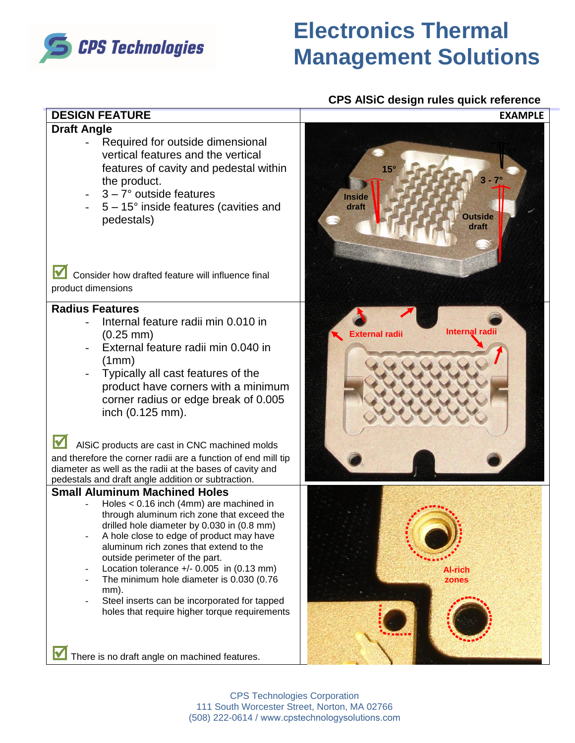# Electronics Thermal Management Solutions

CPS Technologies

**CPS AlSiC design rules quick reference**

| DESIGN FEATURE | EXAMPLE |
|---|---|
| **Draft Angle**<br>- Required for outside dimensional vertical features and the vertical features of cavity and pedestal within the product.<br>- 3 – 7° outside features<br>- 5 – 15° inside features (cavities and pedestals)<br><br>☑ Consider how drafted feature will influence final product dimensions | 15°<br>3 - 7°<br>Inside draft<br>Outside draft |
| **Radius Features**<br>- Internal feature radii min 0.010 in (0.25 mm)<br>- External feature radii min 0.040 in (1mm)<br>- Typically all cast features of the product have corners with a minimum corner radius or edge break of 0.005 inch (0.125 mm).<br><br>☑ AlSiC products are cast in CNC machined molds and therefore the corner radii are a function of end mill tip diameter as well as the radii at the bases of cavity and pedestals and draft angle addition or subtraction. | External radii<br>Internal radii |
| **Small Aluminum Machined Holes**<br>- Holes < 0.16 inch (4mm) are machined in through aluminum rich zone that exceed the drilled hole diameter by 0.030 in (0.8 mm)<br>- A hole close to edge of product may have aluminum rich zones that extend to the outside perimeter of the part.<br>- Location tolerance +/- 0.005 in (0.13 mm)<br>- The minimum hole diameter is 0.030 (0.76 mm).<br>- Steel inserts can be incorporated for tapped holes that require higher torque requirements<br><br>☑ There is no draft angle on machined features. | Al-rich zones |

CPS Technologies Corporation
111 South Worcester Street, Norton, MA 02766
(508) 222-0614 / www.cpstechnologysolutions.com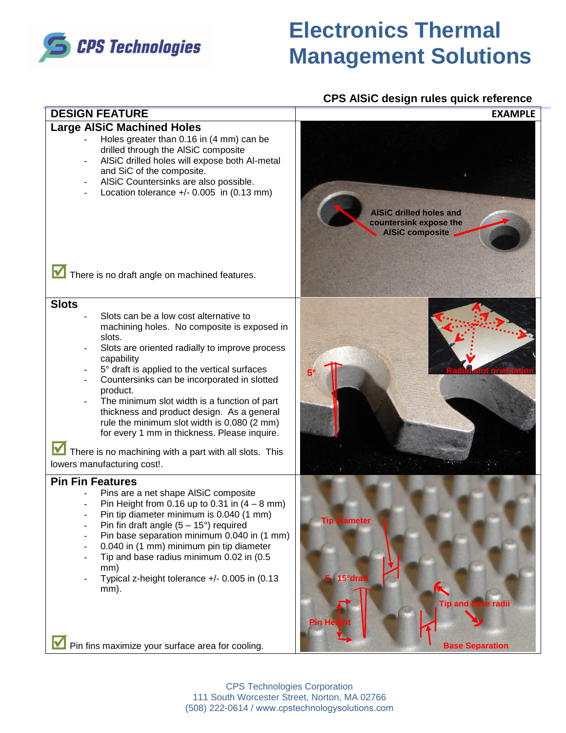# Electronics Thermal Management Solutions

CPS Technologies

**CPS AlSiC design rules quick reference**

| DESIGN FEATURE | EXAMPLE |
|---|---|
| **Large AlSiC Machined Holes**<br>- Holes greater than 0.16 in (4 mm) can be drilled through the AlSiC composite<br>- AlSiC drilled holes will expose both Al-metal and SiC of the composite.<br>- AlSiC Countersinks are also possible.<br>- Location tolerance +/- 0.005 in (0.13 mm)<br><br>☑ There is no draft angle on machined features. | AlSiC drilled holes and countersink expose the AlSiC composite |
| **Slots**<br>- Slots can be a low cost alternative to machining holes. No composite is exposed in slots.<br>- Slots are oriented radially to improve process capability<br>- 5° draft is applied to the vertical surfaces<br>- Countersinks can be incorporated in slotted product.<br>- The minimum slot width is a function of part thickness and product design. As a general rule the minimum slot width is 0.080 (2 mm) for every 1 mm in thickness. Please inquire.<br><br>☑ There is no machining with a part with all slots. This lowers manufacturing cost!. | 5°<br>Radial slot orientation |
| **Pin Fin Features**<br>- Pins are a net shape AlSiC composite<br>- Pin Height from 0.16 up to 0.31 in (4 – 8 mm)<br>- Pin tip diameter minimum is 0.040 (1 mm)<br>- Pin fin draft angle (5 – 15°) required<br>- Pin base separation minimum 0.040 in (1 mm)<br>- 0.040 in (1 mm) minimum pin tip diameter<br>- Tip and base radius minimum 0.02 in (0.5 mm)<br>- Typical z-height tolerance +/- 0.005 in (0.13 mm).<br><br>☑ Pin fins maximize your surface area for cooling. | Tip diameter<br>5 - 15° draft<br>Tip and base radii<br>Pin Height<br>Base Separation |

CPS Technologies Corporation
111 South Worcester Street, Norton, MA 02766
(508) 222-0614 / www.cpstechnologysolutions.com